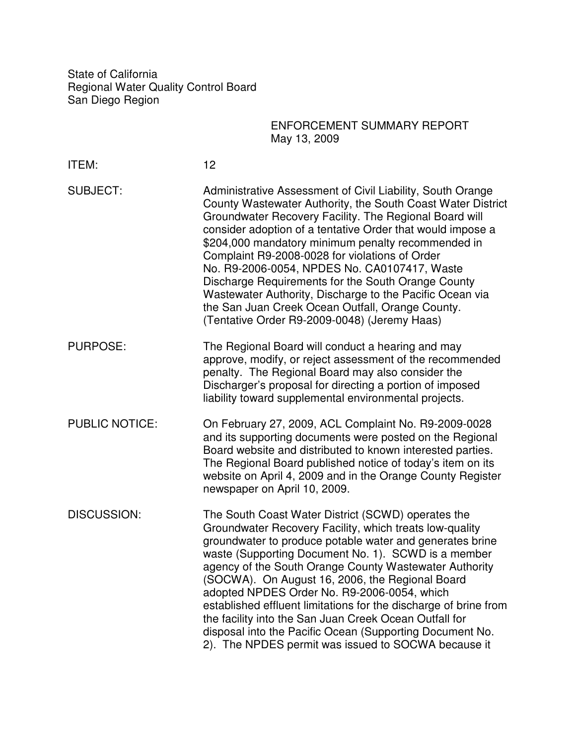State of California
Regional Water Quality Control Board
San Diego Region

ENFORCEMENT SUMMARY REPORT
May 13, 2009

**ITEM:** 12

**SUBJECT:** Administrative Assessment of Civil Liability, South Orange County Wastewater Authority, the South Coast Water District Groundwater Recovery Facility. The Regional Board will consider adoption of a tentative Order that would impose a $204,000 mandatory minimum penalty recommended in Complaint R9-2008-0028 for violations of Order No. R9-2006-0054, NPDES No. CA0107417, Waste Discharge Requirements for the South Orange County Wastewater Authority, Discharge to the Pacific Ocean via the San Juan Creek Ocean Outfall, Orange County. (Tentative Order R9-2009-0048) (Jeremy Haas)

**PURPOSE:** The Regional Board will conduct a hearing and may approve, modify, or reject assessment of the recommended penalty. The Regional Board may also consider the Discharger's proposal for directing a portion of imposed liability toward supplemental environmental projects.

**PUBLIC NOTICE:** On February 27, 2009, ACL Complaint No. R9-2009-0028 and its supporting documents were posted on the Regional Board website and distributed to known interested parties. The Regional Board published notice of today's item on its website on April 4, 2009 and in the Orange County Register newspaper on April 10, 2009.

**DISCUSSION:** The South Coast Water District (SCWD) operates the Groundwater Recovery Facility, which treats low-quality groundwater to produce potable water and generates brine waste (Supporting Document No. 1). SCWD is a member agency of the South Orange County Wastewater Authority (SOCWA). On August 16, 2006, the Regional Board adopted NPDES Order No. R9-2006-0054, which established effluent limitations for the discharge of brine from the facility into the San Juan Creek Ocean Outfall for disposal into the Pacific Ocean (Supporting Document No. 2). The NPDES permit was issued to SOCWA because it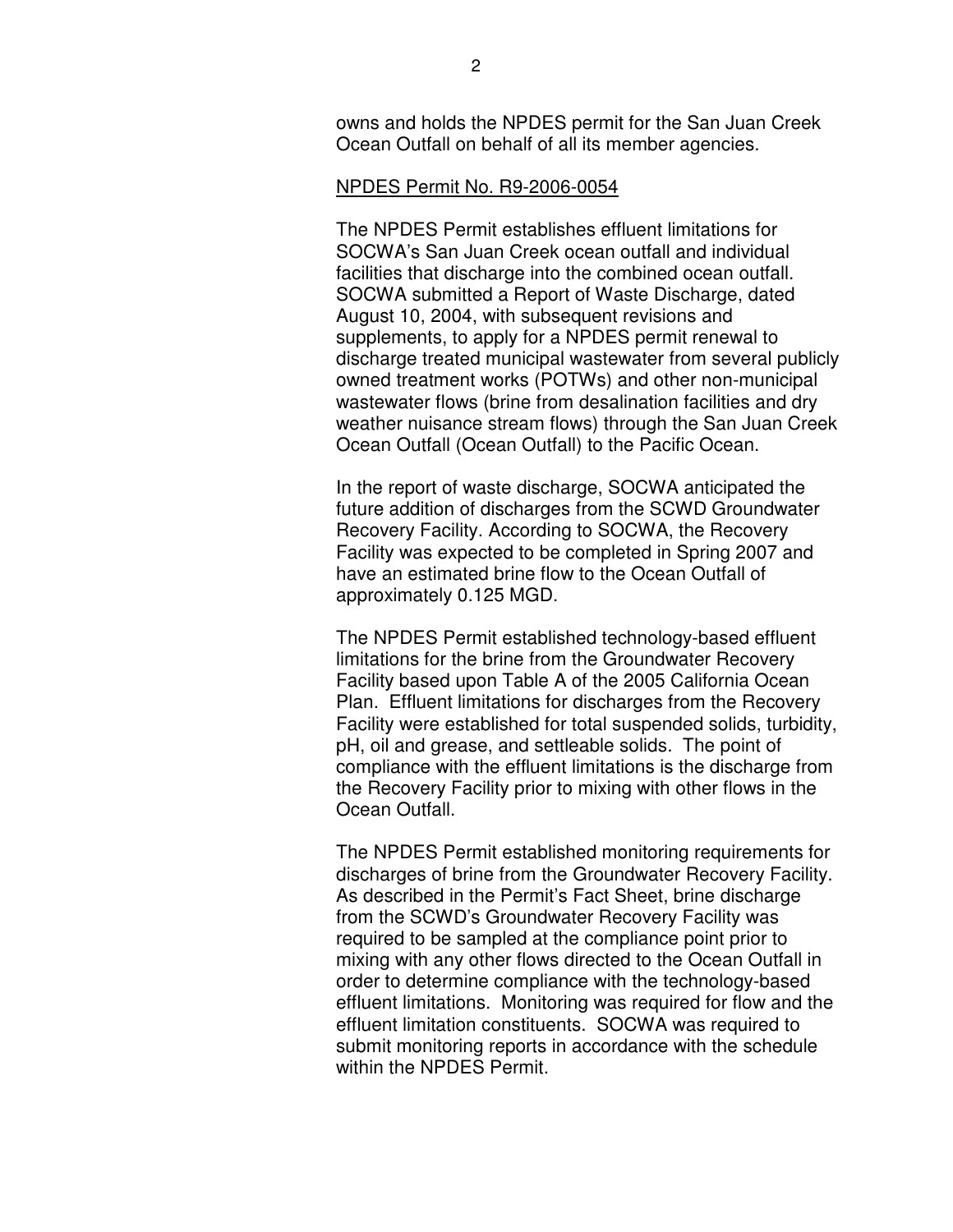owns and holds the NPDES permit for the San Juan Creek Ocean Outfall on behalf of all its member agencies.

<u>NPDES Permit No. R9-2006-0054</u>

The NPDES Permit establishes effluent limitations for SOCWA's San Juan Creek ocean outfall and individual facilities that discharge into the combined ocean outfall. SOCWA submitted a Report of Waste Discharge, dated August 10, 2004, with subsequent revisions and supplements, to apply for a NPDES permit renewal to discharge treated municipal wastewater from several publicly owned treatment works (POTWs) and other non-municipal wastewater flows (brine from desalination facilities and dry weather nuisance stream flows) through the San Juan Creek Ocean Outfall (Ocean Outfall) to the Pacific Ocean.

In the report of waste discharge, SOCWA anticipated the future addition of discharges from the SCWD Groundwater Recovery Facility. According to SOCWA, the Recovery Facility was expected to be completed in Spring 2007 and have an estimated brine flow to the Ocean Outfall of approximately 0.125 MGD.

The NPDES Permit established technology-based effluent limitations for the brine from the Groundwater Recovery Facility based upon Table A of the 2005 California Ocean Plan. Effluent limitations for discharges from the Recovery Facility were established for total suspended solids, turbidity, pH, oil and grease, and settleable solids. The point of compliance with the effluent limitations is the discharge from the Recovery Facility prior to mixing with other flows in the Ocean Outfall.

The NPDES Permit established monitoring requirements for discharges of brine from the Groundwater Recovery Facility. As described in the Permit's Fact Sheet, brine discharge from the SCWD's Groundwater Recovery Facility was required to be sampled at the compliance point prior to mixing with any other flows directed to the Ocean Outfall in order to determine compliance with the technology-based effluent limitations. Monitoring was required for flow and the effluent limitation constituents. SOCWA was required to submit monitoring reports in accordance with the schedule within the NPDES Permit.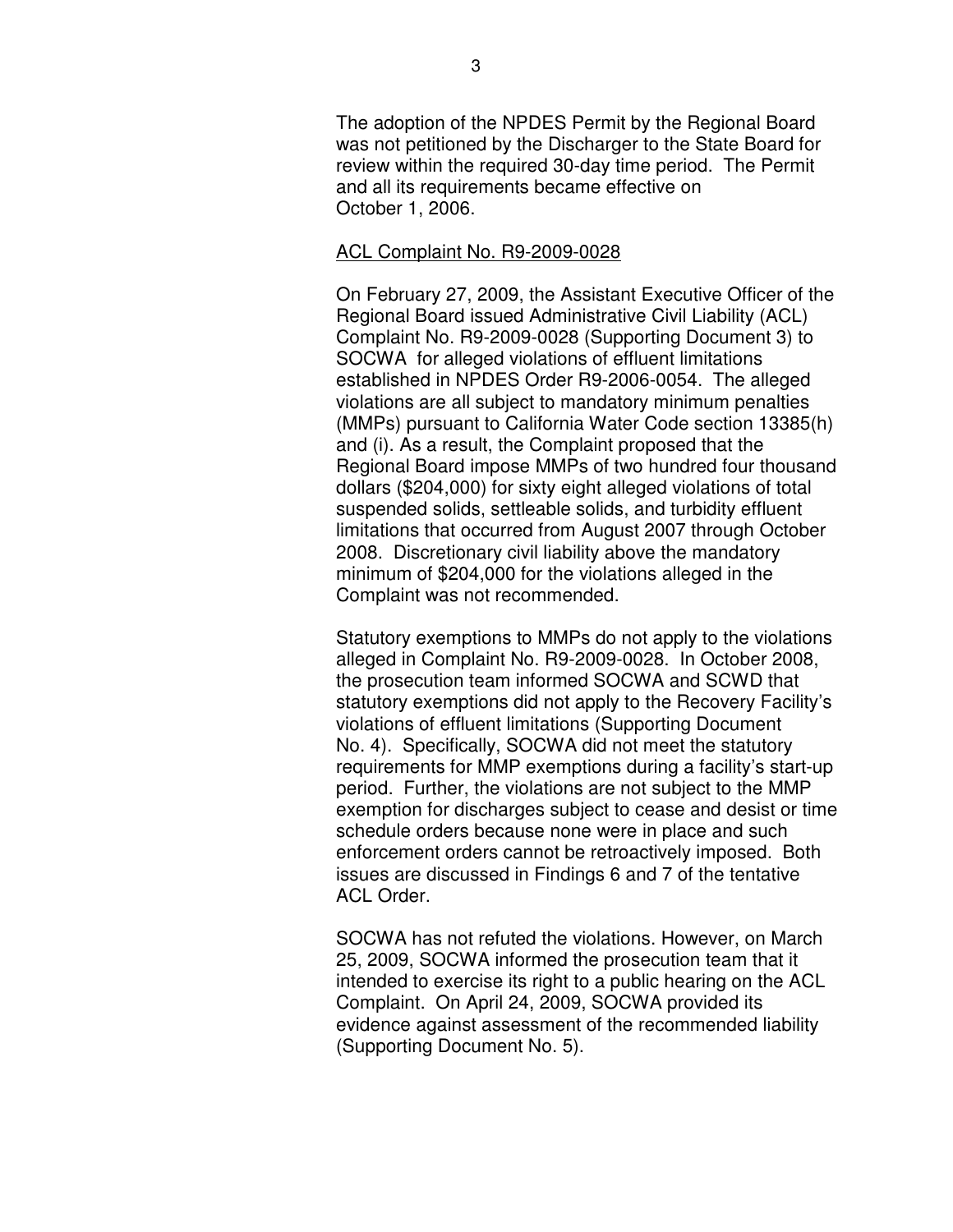The adoption of the NPDES Permit by the Regional Board was not petitioned by the Discharger to the State Board for review within the required 30-day time period. The Permit and all its requirements became effective on October 1, 2006.

ACL Complaint No. R9-2009-0028

On February 27, 2009, the Assistant Executive Officer of the Regional Board issued Administrative Civil Liability (ACL) Complaint No. R9-2009-0028 (Supporting Document 3) to SOCWA for alleged violations of effluent limitations established in NPDES Order R9-2006-0054. The alleged violations are all subject to mandatory minimum penalties (MMPs) pursuant to California Water Code section 13385(h) and (i). As a result, the Complaint proposed that the Regional Board impose MMPs of two hundred four thousand dollars ($204,000) for sixty eight alleged violations of total suspended solids, settleable solids, and turbidity effluent limitations that occurred from August 2007 through October 2008. Discretionary civil liability above the mandatory minimum of $204,000 for the violations alleged in the Complaint was not recommended.

Statutory exemptions to MMPs do not apply to the violations alleged in Complaint No. R9-2009-0028. In October 2008, the prosecution team informed SOCWA and SCWD that statutory exemptions did not apply to the Recovery Facility's violations of effluent limitations (Supporting Document No. 4). Specifically, SOCWA did not meet the statutory requirements for MMP exemptions during a facility's start-up period. Further, the violations are not subject to the MMP exemption for discharges subject to cease and desist or time schedule orders because none were in place and such enforcement orders cannot be retroactively imposed. Both issues are discussed in Findings 6 and 7 of the tentative ACL Order.

SOCWA has not refuted the violations. However, on March 25, 2009, SOCWA informed the prosecution team that it intended to exercise its right to a public hearing on the ACL Complaint. On April 24, 2009, SOCWA provided its evidence against assessment of the recommended liability (Supporting Document No. 5).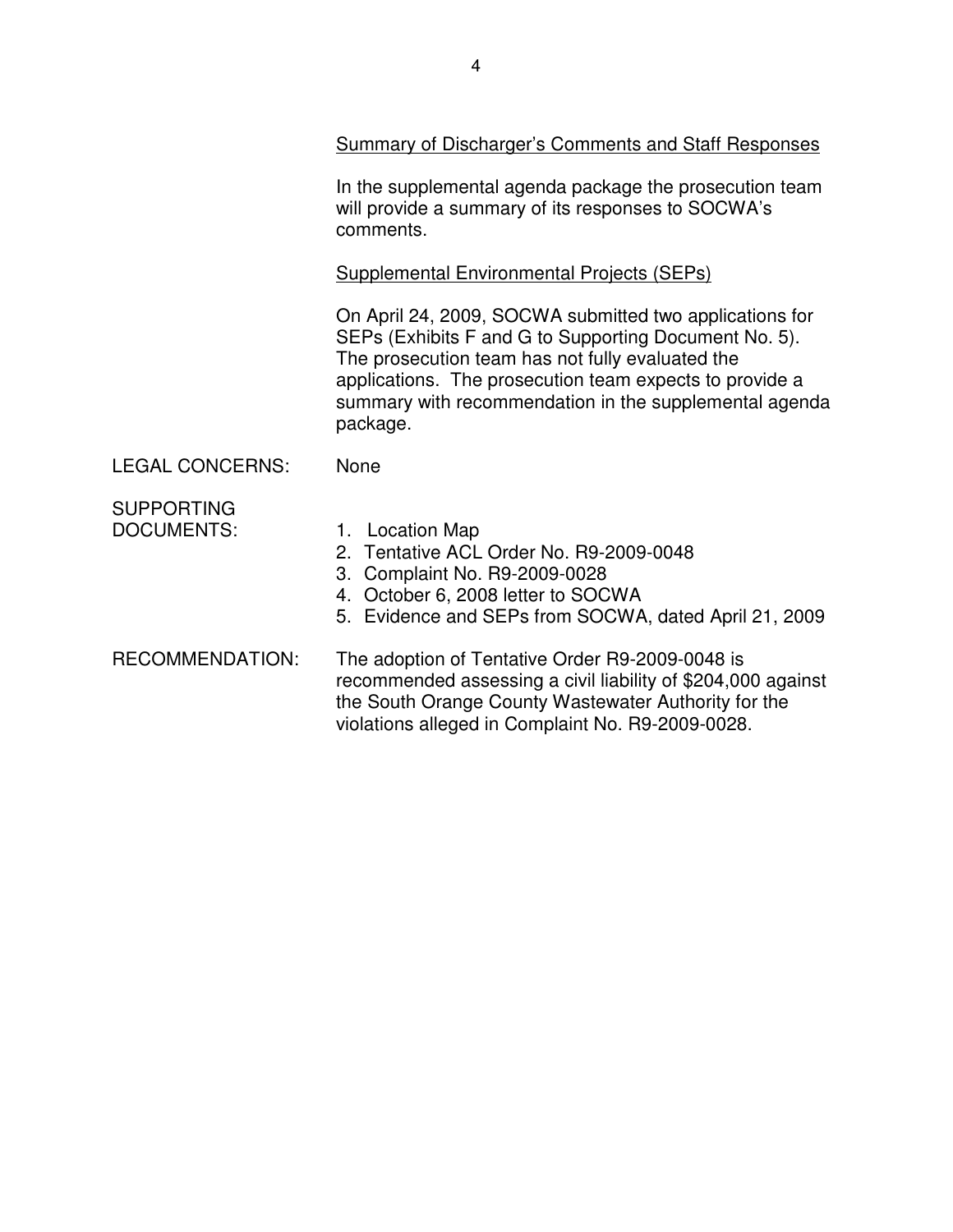Summary of Discharger's Comments and Staff Responses

In the supplemental agenda package the prosecution team will provide a summary of its responses to SOCWA's comments.

Supplemental Environmental Projects (SEPs)

On April 24, 2009, SOCWA submitted two applications for SEPs (Exhibits F and G to Supporting Document No. 5). The prosecution team has not fully evaluated the applications. The prosecution team expects to provide a summary with recommendation in the supplemental agenda package.

LEGAL CONCERNS: None

SUPPORTING DOCUMENTS:

1. Location Map
2. Tentative ACL Order No. R9-2009-0048
3. Complaint No. R9-2009-0028
4. October 6, 2008 letter to SOCWA
5. Evidence and SEPs from SOCWA, dated April 21, 2009

RECOMMENDATION: The adoption of Tentative Order R9-2009-0048 is recommended assessing a civil liability of $204,000 against the South Orange County Wastewater Authority for the violations alleged in Complaint No. R9-2009-0028.